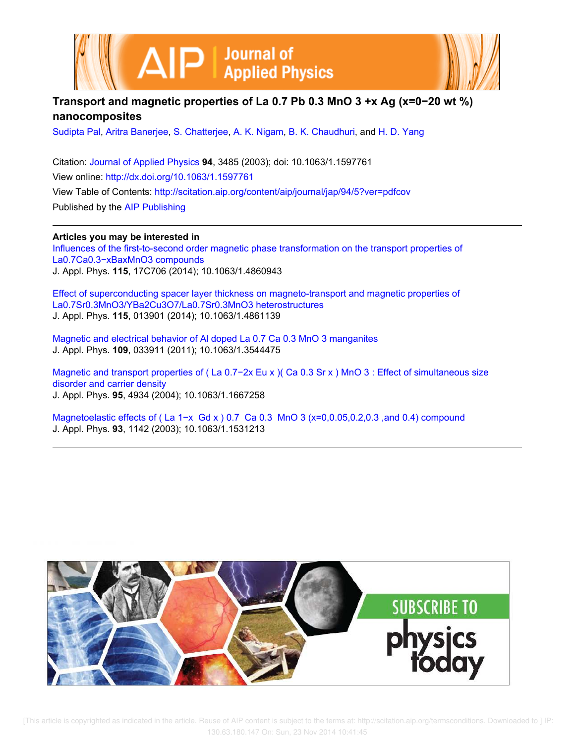# Transport and magnetic properties of La 0.7 Pb 0.3 MnO 3 +x Ag (x=0−20 wt %) nanocomposites

Sudipta Pal, Aritra Banerjee, S. Chatterjee, A. K. Nigam, B. K. Chaudhuri, and H. D. Yang

Citation: Journal of Applied Physics **94**, 3485 (2003); doi: 10.1063/1.1597761

View online: http://dx.doi.org/10.1063/1.1597761

View Table of Contents: http://scitation.aip.org/content/aip/journal/jap/94/5?ver=pdfcov

Published by the AIP Publishing

## Articles you may be interested in

Influences of the first-to-second order magnetic phase transformation on the transport properties of La0.7Ca0.3−xBaxMnO3 compounds

J. Appl. Phys. **115**, 17C706 (2014); 10.1063/1.4860943

Effect of superconducting spacer layer thickness on magneto-transport and magnetic properties of La0.7Sr0.3MnO3/YBa2Cu3O7/La0.7Sr0.3MnO3 heterostructures

J. Appl. Phys. **115**, 013901 (2014); 10.1063/1.4861139

Magnetic and electrical behavior of Al doped La 0.7 Ca 0.3 MnO 3 manganites

J. Appl. Phys. **109**, 033911 (2011); 10.1063/1.3544475

Magnetic and transport properties of ( La 0.7−2x Eu x )( Ca 0.3 Sr x ) MnO 3 : Effect of simultaneous size disorder and carrier density

J. Appl. Phys. **95**, 4934 (2004); 10.1063/1.1667258

Magnetoelastic effects of ( La 1−x Gd x ) 0.7 Ca 0.3 MnO 3 (x=0,0.05,0.2,0.3 ,and 0.4) compound

J. Appl. Phys. **93**, 1142 (2003); 10.1063/1.1531213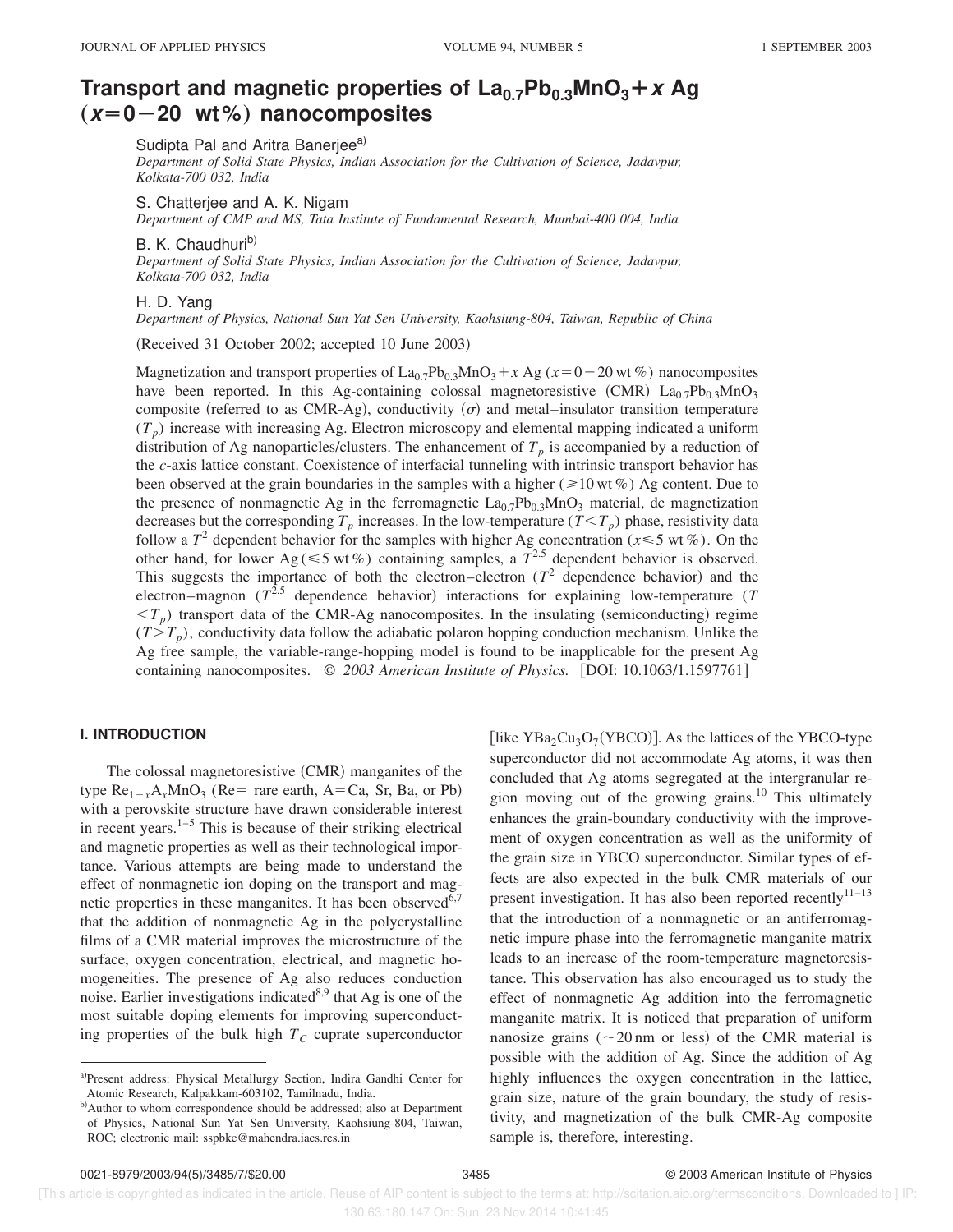# Transport and magnetic properties of $La_{0.7}Pb_{0.3}MnO_3 + x$ Ag ($x = 0-20$ wt %) nanocomposites

Sudipta Pal and Aritra Banerjee[a]

*Department of Solid State Physics, Indian Association for the Cultivation of Science, Jadavpur, Kolkata-700 032, India*

S. Chatterjee and A. K. Nigam

*Department of CMP and MS, Tata Institute of Fundamental Research, Mumbai-400 004, India*

B. K. Chaudhuri[b]

*Department of Solid State Physics, Indian Association for the Cultivation of Science, Jadavpur, Kolkata-700 032, India*

H. D. Yang

*Department of Physics, National Sun Yat Sen University, Kaohsiung-804, Taiwan, Republic of China*

(Received 31 October 2002; accepted 10 June 2003)

Magnetization and transport properties of $La_{0.7}Pb_{0.3}MnO_3 + x$ Ag ($x = 0-20$ wt %) nanocomposites have been reported. In this Ag-containing colossal magnetoresistive (CMR) $La_{0.7}Pb_{0.3}MnO_3$ composite (referred to as CMR-Ag), conductivity ($\sigma$) and metal–insulator transition temperature ($T_p$) increase with increasing Ag. Electron microscopy and elemental mapping indicated a uniform distribution of Ag nanoparticles/clusters. The enhancement of $T_p$ is accompanied by a reduction of the *c*-axis lattice constant. Coexistence of interfacial tunneling with intrinsic transport behavior has been observed at the grain boundaries in the samples with a higher ($\geqslant 10$ wt %) Ag content. Due to the presence of nonmagnetic Ag in the ferromagnetic $La_{0.7}Pb_{0.3}MnO_3$ material, dc magnetization decreases but the corresponding $T_p$ increases. In the low-temperature ($T < T_p$) phase, resistivity data follow a $T^2$ dependent behavior for the samples with higher Ag concentration ($x \leqslant 5$ wt %). On the other hand, for lower Ag ($\leqslant 5$ wt %) containing samples, a $T^{2.5}$ dependent behavior is observed. This suggests the importance of both the electron–electron ($T^2$ dependence behavior) and the electron–magnon ($T^{2.5}$ dependence behavior) interactions for explaining low-temperature ($T < T_p$) transport data of the CMR-Ag nanocomposites. In the insulating (semiconducting) regime ($T > T_p$), conductivity data follow the adiabatic polaron hopping conduction mechanism. Unlike the Ag free sample, the variable-range-hopping model is found to be inapplicable for the present Ag containing nanocomposites. © *2003 American Institute of Physics.* [DOI: 10.1063/1.1597761]

## I. INTRODUCTION

The colossal magnetoresistive (CMR) manganites of the type $Re_{1-x}A_xMnO_3$ (Re= rare earth, A=Ca, Sr, Ba, or Pb) with a perovskite structure have drawn considerable interest in recent years.[1–5] This is because of their striking electrical and magnetic properties as well as their technological importance. Various attempts are being made to understand the effect of nonmagnetic ion doping on the transport and magnetic properties in these manganites. It has been observed[6,7] that the addition of nonmagnetic Ag in the polycrystalline films of a CMR material improves the microstructure of the surface, oxygen concentration, electrical, and magnetic homogeneities. The presence of Ag also reduces conduction noise. Earlier investigations indicated[8,9] that Ag is one of the most suitable doping elements for improving superconducting properties of the bulk high $T_C$ cuprate superconductor [like $YBa_2Cu_3O_7$(YBCO)]. As the lattices of the YBCO-type superconductor did not accommodate Ag atoms, it was then concluded that Ag atoms segregated at the intergranular region moving out of the growing grains.[10] This ultimately enhances the grain-boundary conductivity with the improvement of oxygen concentration as well as the uniformity of the grain size in YBCO superconductor. Similar types of effects are also expected in the bulk CMR materials of our present investigation. It has also been reported recently[11–13] that the introduction of a nonmagnetic or an antiferromagnetic impure phase into the ferromagnetic manganite matrix leads to an increase of the room-temperature magnetoresistance. This observation has also encouraged us to study the effect of nonmagnetic Ag addition into the ferromagnetic manganite matrix. It is noticed that preparation of uniform nanosize grains (~20 nm or less) of the CMR material is possible with the addition of Ag. Since the addition of Ag highly influences the oxygen concentration in the lattice, grain size, nature of the grain boundary, the study of resistivity, and magnetization of the bulk CMR-Ag composite sample is, therefore, interesting.

[a]Present address: Physical Metallurgy Section, Indira Gandhi Center for Atomic Research, Kalpakkam-603102, Tamilnadu, India.

[b]Author to whom correspondence should be addressed; also at Department of Physics, National Sun Yat Sen University, Kaohsiung-804, Taiwan, ROC; electronic mail: sspbkc@mahendra.iacs.res.in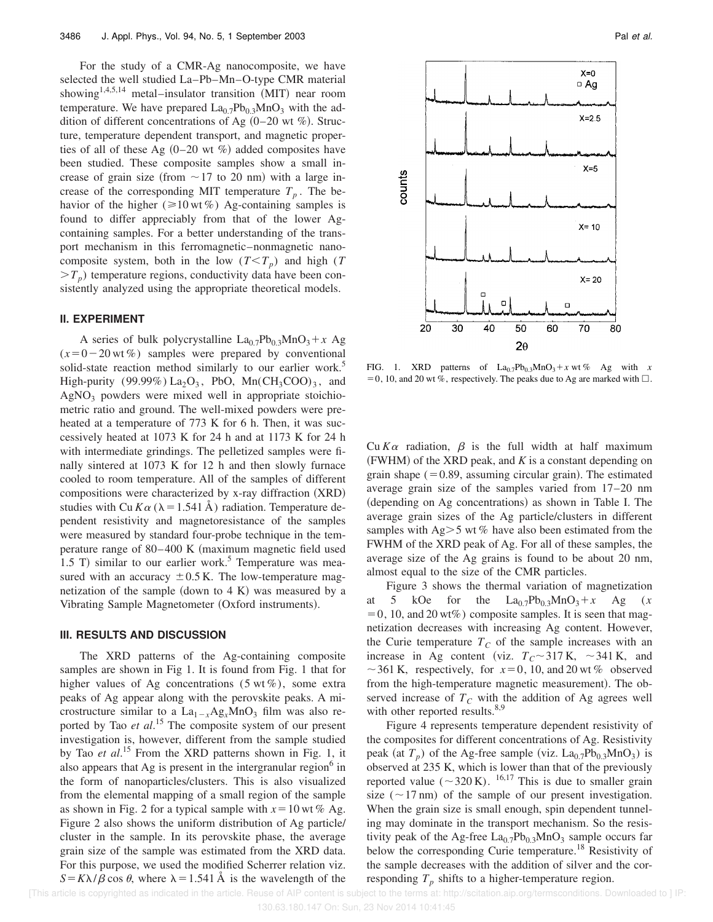For the study of a CMR-Ag nanocomposite, we have selected the well studied La–Pb–Mn–O-type CMR material showing[1,4,5,14] metal–insulator transition (MIT) near room temperature. We have prepared $La_{0.7}Pb_{0.3}MnO_3$ with the addition of different concentrations of Ag (0–20 wt %). Structure, temperature dependent transport, and magnetic properties of all of these Ag (0–20 wt %) added composites have been studied. These composite samples show a small increase of grain size (from ~17 to 20 nm) with a large increase of the corresponding MIT temperature $T_p$. The behavior of the higher (≥10 wt %) Ag-containing samples is found to differ appreciably from that of the lower Ag-containing samples. For a better understanding of the transport mechanism in this ferromagnetic–nonmagnetic nanocomposite system, both in the low ($T<T_p$) and high ($T>T_p$) temperature regions, conductivity data have been consistently analyzed using the appropriate theoretical models.

## II. EXPERIMENT

A series of bulk polycrystalline $La_{0.7}Pb_{0.3}MnO_3+x$ Ag ($x=0-20$ wt %) samples were prepared by conventional solid-state reaction method similarly to our earlier work.[5] High-purity (99.99%) $La_2O_3$, PbO, $Mn(CH_3COO)_3$, and $AgNO_3$ powders were mixed well in appropriate stoichiometric ratio and ground. The well-mixed powders were preheated at a temperature of 773 K for 6 h. Then, it was successively heated at 1073 K for 24 h and at 1173 K for 24 h with intermediate grindings. The pelletized samples were finally sintered at 1073 K for 12 h and then slowly furnace cooled to room temperature. All of the samples of different compositions were characterized by x-ray diffraction (XRD) studies with Cu $K\alpha$ ($\lambda=1.541$ Å) radiation. Temperature dependent resistivity and magnetoresistance of the samples were measured by standard four-probe technique in the temperature range of 80–400 K (maximum magnetic field used 1.5 T) similar to our earlier work.[5] Temperature was measured with an accuracy ±0.5 K. The low-temperature magnetization of the sample (down to 4 K) was measured by a Vibrating Sample Magnetometer (Oxford instruments).

## III. RESULTS AND DISCUSSION

The XRD patterns of the Ag-containing composite samples are shown in Fig 1. It is found from Fig. 1 that for higher values of Ag concentrations (5 wt %), some extra peaks of Ag appear along with the perovskite peaks. A microstructure similar to a $La_{1-x}Ag_xMnO_3$ film was also reported by Tao *et al.*[15] The composite system of our present investigation is, however, different from the sample studied by Tao *et al.*[15] From the XRD patterns shown in Fig. 1, it also appears that Ag is present in the intergranular region[6] in the form of nanoparticles/clusters. This is also visualized from the elemental mapping of a small region of the sample as shown in Fig. 2 for a typical sample with $x=10$ wt % Ag. Figure 2 also shows the uniform distribution of Ag particle/cluster in the sample. In its perovskite phase, the average grain size of the sample was estimated from the XRD data. For this purpose, we used the modified Scherrer relation viz. $S=K\lambda/\beta\cos\theta$, where $\lambda=1.541$ Å is the wavelength of the Cu $K\alpha$ radiation, $\beta$ is the full width at half maximum (FWHM) of the XRD peak, and $K$ is a constant depending on grain shape (=0.89, assuming circular grain). The estimated average grain size of the samples varied from 17–20 nm (depending on Ag concentrations) as shown in Table I. The average grain sizes of the Ag particle/clusters in different samples with Ag>5 wt % have also been estimated from the FWHM of the XRD peak of Ag. For all of these samples, the average size of the Ag grains is found to be about 20 nm, almost equal to the size of the CMR particles.

FIG. 1. XRD patterns of $La_{0.7}Pb_{0.3}MnO_3+x$ wt % Ag with $x=0$, 10, and 20 wt %, respectively. The peaks due to Ag are marked with □.

Figure 3 shows the thermal variation of magnetization at 5 kOe for the $La_{0.7}Pb_{0.3}MnO_3+x$ Ag ($x=0$, 10, and 20 wt%) composite samples. It is seen that magnetization decreases with increasing Ag content. However, the Curie temperature $T_C$ of the sample increases with an increase in Ag content (viz. $T_C\sim 317$ K, ~341 K, and ~361 K, respectively, for $x=0$, 10, and 20 wt % observed from the high-temperature magnetic measurement). The observed increase of $T_C$ with the addition of Ag agrees well with other reported results.[8,9]

Figure 4 represents temperature dependent resistivity of the composites for different concentrations of Ag. Resistivity peak (at $T_p$) of the Ag-free sample (viz. $La_{0.7}Pb_{0.3}MnO_3$) is observed at 235 K, which is lower than that of the previously reported value (~320 K).[16,17] This is due to smaller grain size (~17 nm) of the sample of our present investigation. When the grain size is small enough, spin dependent tunneling may dominate in the transport mechanism. So the resistivity peak of the Ag-free $La_{0.7}Pb_{0.3}MnO_3$ sample occurs far below the corresponding Curie temperature.[18] Resistivity of the sample decreases with the addition of silver and the corresponding $T_p$ shifts to a higher-temperature region.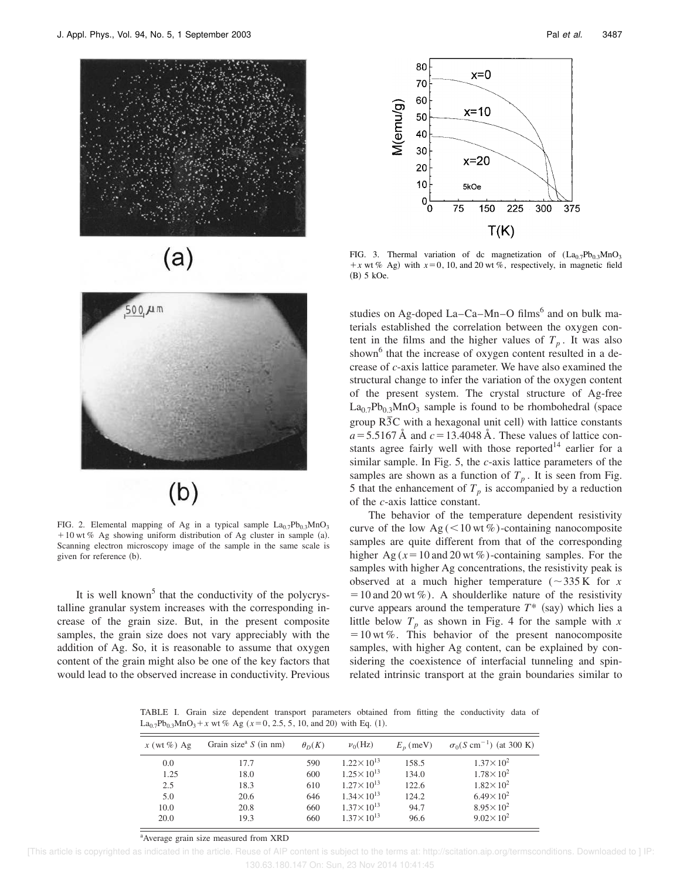FIG. 2. Elemental mapping of Ag in a typical sample $La_{0.7}Pb_{0.3}MnO_3$ + 10 wt % Ag showing uniform distribution of Ag cluster in sample (a). Scanning electron microscopy image of the sample in the same scale is given for reference (b).

It is well known[5] that the conductivity of the polycrystalline granular system increases with the corresponding increase of the grain size. But, in the present composite samples, the grain size does not vary appreciably with the addition of Ag. So, it is reasonable to assume that oxygen content of the grain might also be one of the key factors that would lead to the observed increase in conductivity. Previous studies on Ag-doped La–Ca–Mn–O films[6] and on bulk materials established the correlation between the oxygen content in the films and the higher values of $T_p$. It was also shown[6] that the increase of oxygen content resulted in a decrease of *c*-axis lattice parameter. We have also examined the structural change to infer the variation of the oxygen content of the present system. The crystal structure of Ag-free $La_{0.7}Pb_{0.3}MnO_3$ sample is found to be rhombohedral (space group $R\overline{3}C$ with a hexagonal unit cell) with lattice constants $a = 5.5167$ Å and $c = 13.4048$ Å. These values of lattice constants agree fairly well with those reported[14] earlier for a similar sample. In Fig. 5, the *c*-axis lattice parameters of the samples are shown as a function of $T_p$. It is seen from Fig. 5 that the enhancement of $T_p$ is accompanied by a reduction of the *c*-axis lattice constant.

FIG. 3. Thermal variation of dc magnetization of ($La_{0.7}Pb_{0.3}MnO_3$ + *x* wt % Ag) with $x = 0$, 10, and 20 wt %, respectively, in magnetic field (B) 5 kOe.

The behavior of the temperature dependent resistivity curve of the low Ag (<10 wt %)-containing nanocomposite samples are quite different from that of the corresponding higher Ag ($x = 10$ and 20 wt %)-containing samples. For the samples with higher Ag concentrations, the resistivity peak is observed at a much higher temperature (~335 K for $x = 10$ and 20 wt %). A shoulderlike nature of the resistivity curve appears around the temperature $T^*$ (say) which lies a little below $T_p$ as shown in Fig. 4 for the sample with $x = 10$ wt %. This behavior of the present nanocomposite samples, with higher Ag content, can be explained by considering the coexistence of interfacial tunneling and spin-related intrinsic transport at the grain boundaries similar to

TABLE I. Grain size dependent transport parameters obtained from fitting the conductivity data of $La_{0.7}Pb_{0.3}MnO_3$ + *x* wt % Ag ($x = 0$, 2.5, 5, 10, and 20) with Eq. (1).

| *x* (wt %) Ag | Grain size[a] *S* (in nm) | $\theta_D(K)$ | $\nu_0$(Hz) | $E_p$ (meV) | $\sigma_0(S\ \text{cm}^{-1})$ (at 300 K) |
|---|---|---|---|---|---|
| 0.0 | 17.7 | 590 | $1.22\times10^{13}$ | 158.5 | $1.37\times10^{2}$ |
| 1.25 | 18.0 | 600 | $1.25\times10^{13}$ | 134.0 | $1.78\times10^{2}$ |
| 2.5 | 18.3 | 610 | $1.27\times10^{13}$ | 122.6 | $1.82\times10^{2}$ |
| 5.0 | 20.6 | 646 | $1.34\times10^{13}$ | 124.2 | $6.49\times10^{2}$ |
| 10.0 | 20.8 | 660 | $1.37\times10^{13}$ | 94.7 | $8.95\times10^{2}$ |
| 20.0 | 19.3 | 660 | $1.37\times10^{13}$ | 96.6 | $9.02\times10^{2}$ |

[a]Average grain size measured from XRD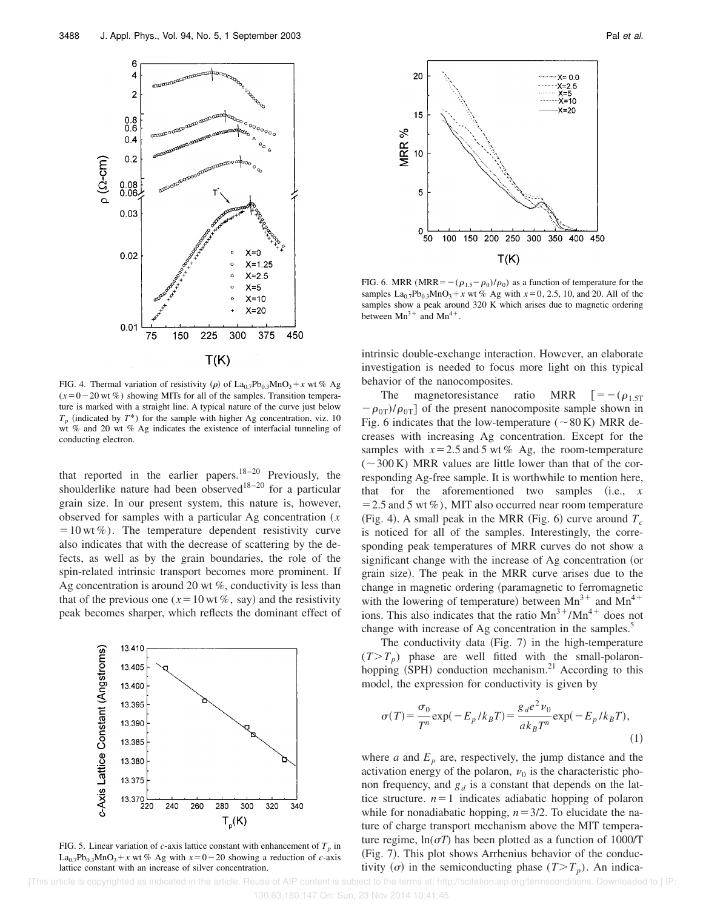FIG. 4. Thermal variation of resistivity ($\rho$) of $La_{0.7}Pb_{0.3}MnO_3 + x$ wt % Ag ($x = 0-20$ wt %) showing MITs for all of the samples. Transition temperature is marked with a straight line. A typical nature of the curve just below $T_p$ (indicated by $T^*$) for the sample with higher Ag concentration, viz. 10 wt % and 20 wt % Ag indicates the existence of interfacial tunneling of conducting electron.

that reported in the earlier papers.[18–20] Previously, the shoulderlike nature had been observed[18–20] for a particular grain size. In our present system, this nature is, however, observed for samples with a particular Ag concentration ($x = 10$ wt %). The temperature dependent resistivity curve also indicates that with the decrease of scattering by the defects, as well as by the grain boundaries, the role of the spin-related intrinsic transport becomes more prominent. If Ag concentration is around 20 wt %, conductivity is less than that of the previous one ($x = 10$ wt %, say) and the resistivity peak becomes sharper, which reflects the dominant effect of intrinsic double-exchange interaction. However, an elaborate investigation is needed to focus more light on this typical behavior of the nanocomposites.

FIG. 5. Linear variation of $c$-axis lattice constant with enhancement of $T_p$ in $La_{0.7}Pb_{0.3}MnO_3 + x$ wt % Ag with $x = 0-20$ showing a reduction of $c$-axis lattice constant with an increase of silver concentration.

FIG. 6. MRR ($\mathrm{MRR} = -(\rho_{1.5} - \rho_0)/\rho_0$) as a function of temperature for the samples $La_{0.7}Pb_{0.3}MnO_3 + x$ wt % Ag with $x = 0$, 2.5, 10, and 20. All of the samples show a peak around 320 K which arises due to magnetic ordering between $Mn^{3+}$ and $Mn^{4+}$.

The magnetoresistance ratio MRR $[= -(\rho_{1.5\mathrm{T}} - \rho_{0\mathrm{T}})/\rho_{0\mathrm{T}}]$ of the present nanocomposite sample shown in Fig. 6 indicates that the low-temperature ($\sim 80$ K) MRR decreases with increasing Ag concentration. Except for the samples with $x = 2.5$ and 5 wt % Ag, the room-temperature ($\sim 300$ K) MRR values are little lower than that of the corresponding Ag-free sample. It is worthwhile to mention here, that for the aforementioned two samples (i.e., $x = 2.5$ and 5 wt %), MIT also occurred near room temperature (Fig. 4). A small peak in the MRR (Fig. 6) curve around $T_c$ is noticed for all of the samples. Interestingly, the corresponding peak temperatures of MRR curves do not show a significant change with the increase of Ag concentration (or grain size). The peak in the MRR curve arises due to the change in magnetic ordering (paramagnetic to ferromagnetic with the lowering of temperature) between $Mn^{3+}$ and $Mn^{4+}$ ions. This also indicates that the ratio $Mn^{3+}/Mn^{4+}$ does not change with increase of Ag concentration in the samples.[5]

The conductivity data (Fig. 7) in the high-temperature ($T > T_p$) phase are well fitted with the small-polaron-hopping (SPH) conduction mechanism.[21] According to this model, the expression for conductivity is given by

$$\sigma(T) = \frac{\sigma_0}{T^n}\exp(-E_p/k_BT) = \frac{g_d e^2 \nu_0}{a k_B T^n}\exp(-E_p/k_BT), \tag{1}$$

where $a$ and $E_p$ are, respectively, the jump distance and the activation energy of the polaron, $\nu_0$ is the characteristic phonon frequency, and $g_d$ is a constant that depends on the lattice structure. $n = 1$ indicates adiabatic hopping of polaron while for nonadiabatic hopping, $n = 3/2$. To elucidate the nature of charge transport mechanism above the MIT temperature regime, $\ln(\sigma T)$ has been plotted as a function of 1000/T (Fig. 7). This plot shows Arrhenius behavior of the conductivity ($\sigma$) in the semiconducting phase ($T > T_p$). An indica-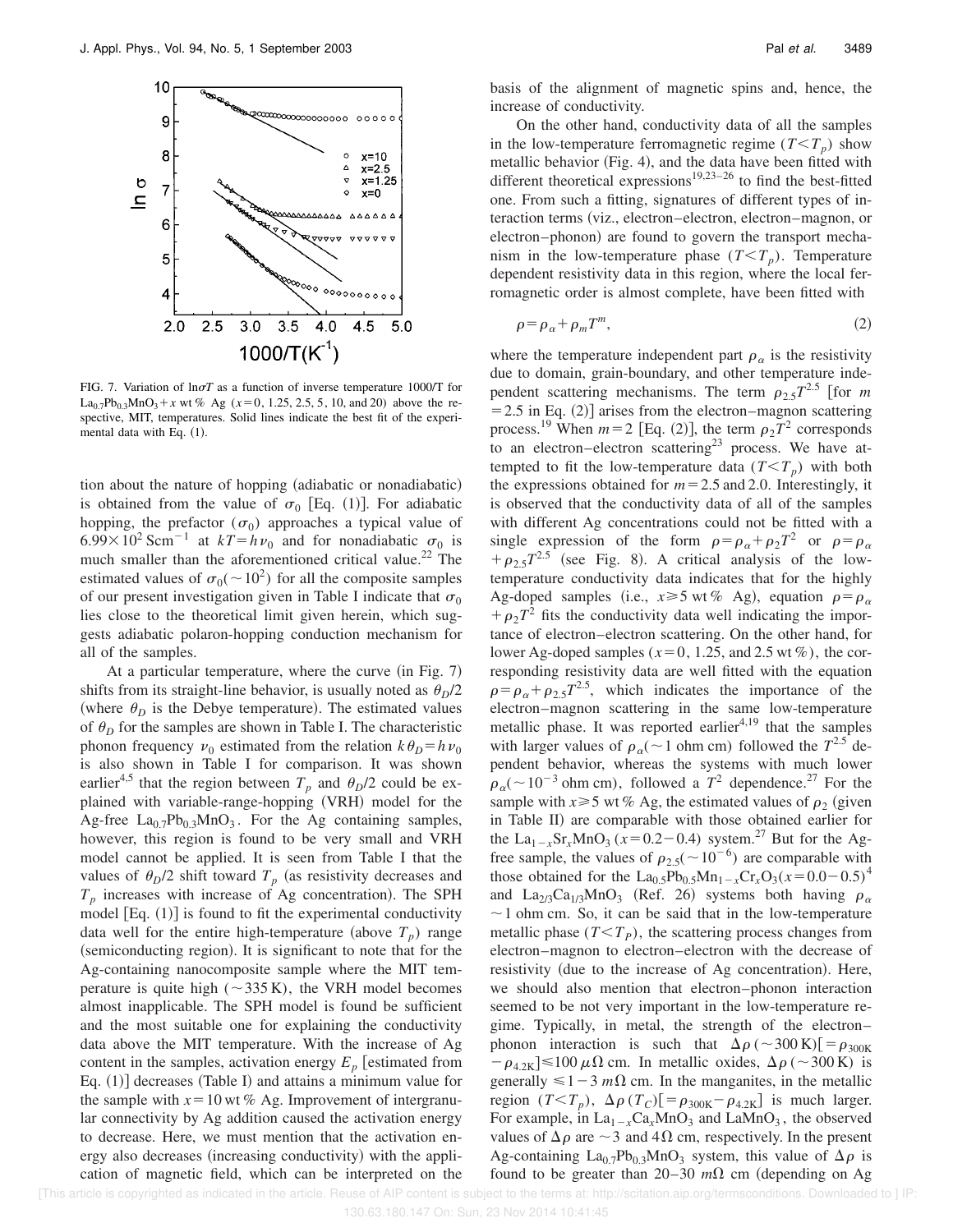FIG. 7. Variation of $\ln\sigma T$ as a function of inverse temperature 1000/T for $La_{0.7}Pb_{0.3}MnO_3 + x$ wt % Ag ($x = 0$, 1.25, 2.5, 5, 10, and 20) above the respective, MIT, temperatures. Solid lines indicate the best fit of the experimental data with Eq. (1).

tion about the nature of hopping (adiabatic or nonadiabatic) is obtained from the value of $\sigma_0$ [Eq. (1)]. For adiabatic hopping, the prefactor ($\sigma_0$) approaches a typical value of $6.99\times10^2$ $Scm^{-1}$ at $kT = h\nu_0$ and for nonadiabatic $\sigma_0$ is much smaller than the aforementioned critical value.[22] The estimated values of $\sigma_0(\sim10^2)$ for all the composite samples of our present investigation given in Table I indicate that $\sigma_0$ lies close to the theoretical limit given herein, which suggests adiabatic polaron-hopping conduction mechanism for all of the samples.

At a particular temperature, where the curve (in Fig. 7) shifts from its straight-line behavior, is usually noted as $\theta_D/2$ (where $\theta_D$ is the Debye temperature). The estimated values of $\theta_D$ for the samples are shown in Table I. The characteristic phonon frequency $\nu_0$ estimated from the relation $k\theta_D = h\nu_0$ is also shown in Table I for comparison. It was shown earlier[4,5] that the region between $T_p$ and $\theta_D/2$ could be explained with variable-range-hopping (VRH) model for the Ag-free $La_{0.7}Pb_{0.3}MnO_3$. For the Ag containing samples, however, this region is found to be very small and VRH model cannot be applied. It is seen from Table I that the values of $\theta_D/2$ shift toward $T_p$ (as resistivity decreases and $T_p$ increases with increase of Ag concentration). The SPH model [Eq. (1)] is found to fit the experimental conductivity data well for the entire high-temperature (above $T_p$) range (semiconducting region). It is significant to note that for the Ag-containing nanocomposite sample where the MIT temperature is quite high ($\sim335$ K), the VRH model becomes almost inapplicable. The SPH model is found be sufficient and the most suitable one for explaining the conductivity data above the MIT temperature. With the increase of Ag content in the samples, activation energy $E_p$ [estimated from Eq. (1)] decreases (Table I) and attains a minimum value for the sample with $x = 10$ wt % Ag. Improvement of intergranular connectivity by Ag addition caused the activation energy to decrease. Here, we must mention that the activation energy also decreases (increasing conductivity) with the application of magnetic field, which can be interpreted on the basis of the alignment of magnetic spins and, hence, the increase of conductivity.

On the other hand, conductivity data of all the samples in the low-temperature ferromagnetic regime ($T < T_p$) show metallic behavior (Fig. 4), and the data have been fitted with different theoretical expressions[19,23–26] to find the best-fitted one. From such a fitting, signatures of different types of interaction terms (viz., electron–electron, electron–magnon, or electron–phonon) are found to govern the transport mechanism in the low-temperature phase ($T < T_p$). Temperature dependent resistivity data in this region, where the local ferromagnetic order is almost complete, have been fitted with

$$\rho = \rho_\alpha + \rho_m T^m, \tag{2}$$

where the temperature independent part $\rho_\alpha$ is the resistivity due to domain, grain-boundary, and other temperature independent scattering mechanisms. The term $\rho_{2.5}T^{2.5}$ [for $m = 2.5$ in Eq. (2)] arises from the electron–magnon scattering process.[19] When $m = 2$ [Eq. (2)], the term $\rho_2 T^2$ corresponds to an electron–electron scattering[23] process. We have attempted to fit the low-temperature data ($T < T_p$) with both the expressions obtained for $m = 2.5$ and 2.0. Interestingly, it is observed that the conductivity data of all of the samples with different Ag concentrations could not be fitted with a single expression of the form $\rho = \rho_\alpha + \rho_2 T^2$ or $\rho = \rho_\alpha + \rho_{2.5}T^{2.5}$ (see Fig. 8). A critical analysis of the low-temperature conductivity data indicates that for the highly Ag-doped samples (i.e., $x \geq 5$ wt % Ag), equation $\rho = \rho_\alpha + \rho_2 T^2$ fits the conductivity data well indicating the importance of electron–electron scattering. On the other hand, for lower Ag-doped samples ($x = 0$, 1.25, and 2.5 wt %), the corresponding resistivity data are well fitted with the equation $\rho = \rho_\alpha + \rho_{2.5}T^{2.5}$, which indicates the importance of the electron–magnon scattering in the same low-temperature metallic phase. It was reported earlier[4,19] that the samples with larger values of $\rho_\alpha(\sim1$ ohm cm) followed the $T^{2.5}$ dependent behavior, whereas the systems with much lower $\rho_\alpha(\sim10^{-3}$ ohm cm), followed a $T^2$ dependence.[27] For the sample with $x \geq 5$ wt % Ag, the estimated values of $\rho_2$ (given in Table II) are comparable with those obtained earlier for the $La_{1-x}Sr_xMnO_3$ ($x = 0.2-0.4$) system.[27] But for the Ag-free sample, the values of $\rho_{2.5}(\sim10^{-6})$ are comparable with those obtained for the $La_{0.5}Pb_{0.5}Mn_{1-x}Cr_xO_3$($x = 0.0-0.5$)[4] and $La_{2/3}Ca_{1/3}MnO_3$ (Ref. 26) systems both having $\rho_\alpha \sim 1$ ohm cm. So, it can be said that in the low-temperature metallic phase ($T < T_P$), the scattering process changes from electron–magnon to electron–electron with the decrease of resistivity (due to the increase of Ag concentration). Here, we should also mention that electron–phonon interaction seemed to be not very important in the low-temperature regime. Typically, in metal, the strength of the electron–phonon interaction is such that $\Delta\rho$ ($\sim300$ K)[$= \rho_{300K} - \rho_{4.2K}$]$\leq 100$ $\mu\Omega$ cm. In metallic oxides, $\Delta\rho$ ($\sim300$ K) is generally $\leq 1-3$ $m\Omega$ cm. In the manganites, in the metallic region ($T < T_p$), $\Delta\rho$ ($T_C$)[$= \rho_{300K} - \rho_{4.2K}$] is much larger. For example, in $La_{1-x}Ca_xMnO_3$ and $LaMnO_3$, the observed values of $\Delta\rho$ are $\sim3$ and 4 $\Omega$ cm, respectively. In the present Ag-containing $La_{0.7}Pb_{0.3}MnO_3$ system, this value of $\Delta\rho$ is found to be greater than 20–30 $m\Omega$ cm (depending on Ag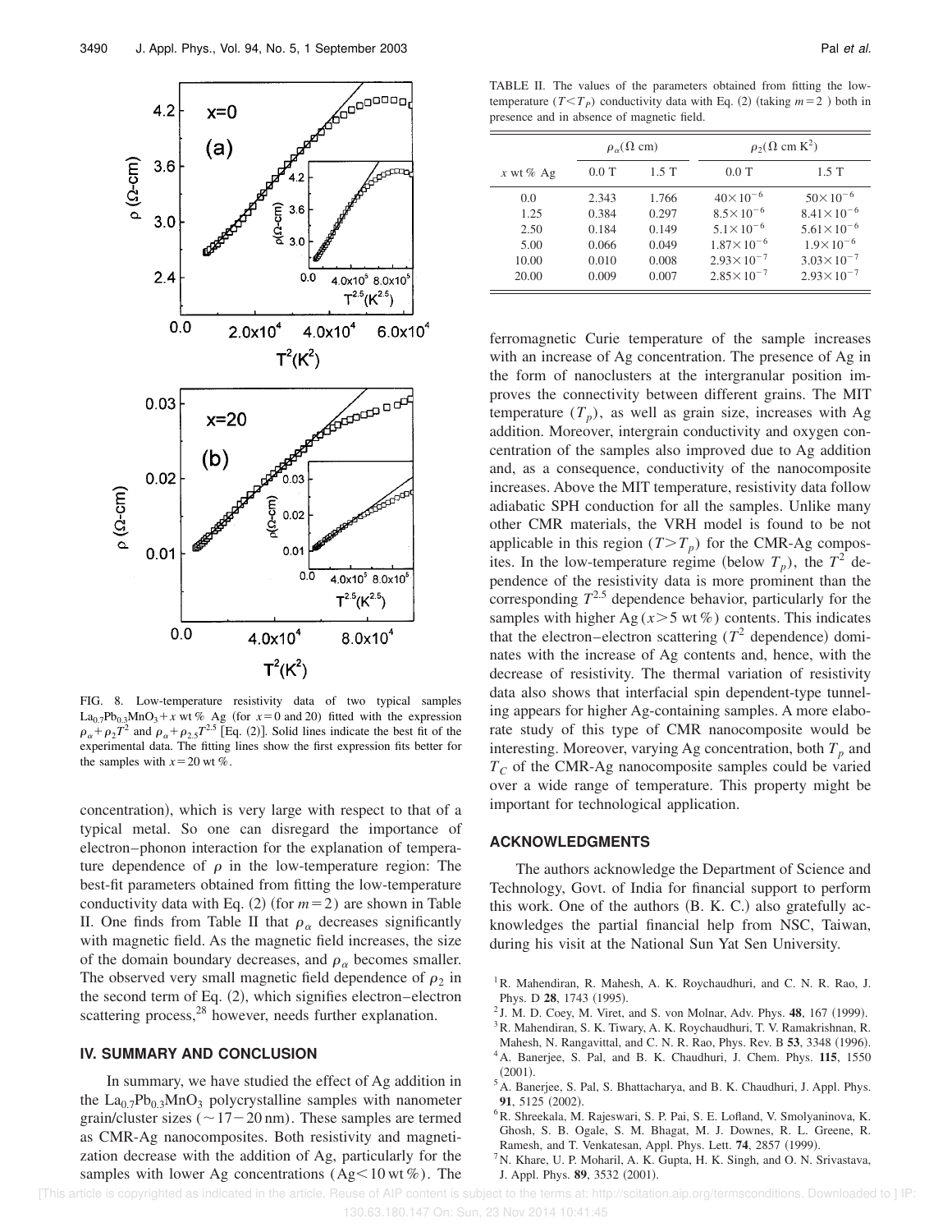FIG. 8. Low-temperature resistivity data of two typical samples $La_{0.7}Pb_{0.3}MnO_3+x$ wt % Ag (for $x=0$ and 20) fitted with the expression $\rho_\alpha+\rho_2T^2$ and $\rho_\alpha+\rho_{2.5}T^{2.5}$ [Eq. (2)]. Solid lines indicate the best fit of the experimental data. The fitting lines show the first expression fits better for the samples with $x=20$ wt %.

concentration), which is very large with respect to that of a typical metal. So one can disregard the importance of electron–phonon interaction for the explanation of temperature dependence of $\rho$ in the low-temperature region: The best-fit parameters obtained from fitting the low-temperature conductivity data with Eq. (2) (for $m=2$) are shown in Table II. One finds from Table II that $\rho_\alpha$ decreases significantly with magnetic field. As the magnetic field increases, the size of the domain boundary decreases, and $\rho_\alpha$ becomes smaller. The observed very small magnetic field dependence of $\rho_2$ in the second term of Eq. (2), which signifies electron–electron scattering process,[28] however, needs further explanation.

TABLE II. The values of the parameters obtained from fitting the low-temperature ($T<T_P$) conductivity data with Eq. (2) (taking $m=2$ ) both in presence and in absence of magnetic field.

| | $\rho_\alpha(\Omega$ cm) | | $\rho_2(\Omega$ cm $K^2)$ | |
|---|---|---|---|---|
| $x$ wt % Ag | 0.0 T | 1.5 T | 0.0 T | 1.5 T |
| 0.0 | 2.343 | 1.766 | $40\times10^{-6}$ | $50\times10^{-6}$ |
| 1.25 | 0.384 | 0.297 | $8.5\times10^{-6}$ | $8.41\times10^{-6}$ |
| 2.50 | 0.184 | 0.149 | $5.1\times10^{-6}$ | $5.61\times10^{-6}$ |
| 5.00 | 0.066 | 0.049 | $1.87\times10^{-6}$ | $1.9\times10^{-6}$ |
| 10.00 | 0.010 | 0.008 | $2.93\times10^{-7}$ | $3.03\times10^{-7}$ |
| 20.00 | 0.009 | 0.007 | $2.85\times10^{-7}$ | $2.93\times10^{-7}$ |

## IV. SUMMARY AND CONCLUSION

In summary, we have studied the effect of Ag addition in the $La_{0.7}Pb_{0.3}MnO_3$ polycrystalline samples with nanometer grain/cluster sizes ($\sim17-20$ nm). These samples are termed as CMR-Ag nanocomposites. Both resistivity and magnetization decrease with the addition of Ag, particularly for the samples with lower Ag concentrations (Ag$<10$ wt %). The ferromagnetic Curie temperature of the sample increases with an increase of Ag concentration. The presence of Ag in the form of nanoclusters at the intergranular position improves the connectivity between different grains. The MIT temperature ($T_p$), as well as grain size, increases with Ag addition. Moreover, intergrain conductivity and oxygen concentration of the samples also improved due to Ag addition and, as a consequence, conductivity of the nanocomposite increases. Above the MIT temperature, resistivity data follow adiabatic SPH conduction for all the samples. Unlike many other CMR materials, the VRH model is found to be not applicable in this region ($T>T_p$) for the CMR-Ag composites. In the low-temperature regime (below $T_p$), the $T^2$ dependence of the resistivity data is more prominent than the corresponding $T^{2.5}$ dependence behavior, particularly for the samples with higher Ag ($x>5$ wt %) contents. This indicates that the electron–electron scattering ($T^2$ dependence) dominates with the increase of Ag contents and, hence, with the decrease of resistivity. The thermal variation of resistivity data also shows that interfacial spin dependent-type tunneling appears for higher Ag-containing samples. A more elaborate study of this type of CMR nanocomposite would be interesting. Moreover, varying Ag concentration, both $T_p$ and $T_C$ of the CMR-Ag nanocomposite samples could be varied over a wide range of temperature. This property might be important for technological application.

## ACKNOWLEDGMENTS

The authors acknowledge the Department of Science and Technology, Govt. of India for financial support to perform this work. One of the authors (B. K. C.) also gratefully acknowledges the partial financial help from NSC, Taiwan, during his visit at the National Sun Yat Sen University.

[1] R. Mahendiran, R. Mahesh, A. K. Roychaudhuri, and C. N. R. Rao, J. Phys. D **28**, 1743 (1995).
[2] J. M. D. Coey, M. Viret, and S. von Molnar, Adv. Phys. **48**, 167 (1999).
[3] R. Mahendiran, S. K. Tiwary, A. K. Roychaudhuri, T. V. Ramakrishnan, R. Mahesh, N. Rangavittal, and C. N. R. Rao, Phys. Rev. B **53**, 3348 (1996).
[4] A. Banerjee, S. Pal, and B. K. Chaudhuri, J. Chem. Phys. **115**, 1550 (2001).
[5] A. Banerjee, S. Pal, S. Bhattacharya, and B. K. Chaudhuri, J. Appl. Phys. **91**, 5125 (2002).
[6] R. Shreekala, M. Rajeswari, S. P. Pai, S. E. Lofland, V. Smolyaninova, K. Ghosh, S. B. Ogale, S. M. Bhagat, M. J. Downes, R. L. Greene, R. Ramesh, and T. Venkatesan, Appl. Phys. Lett. **74**, 2857 (1999).
[7] N. Khare, U. P. Moharil, A. K. Gupta, H. K. Singh, and O. N. Srivastava, J. Appl. Phys. **89**, 3532 (2001).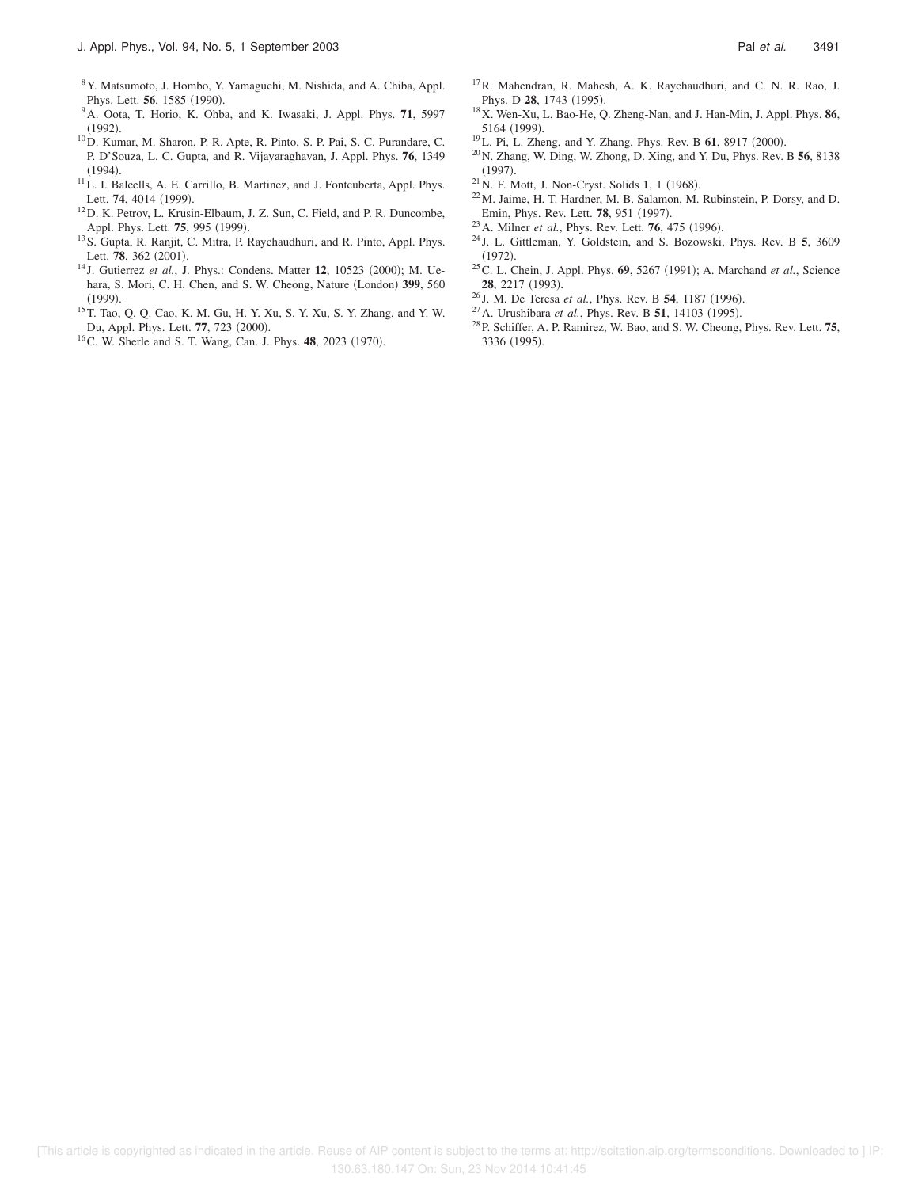[8] Y. Matsumoto, J. Hombo, Y. Yamaguchi, M. Nishida, and A. Chiba, Appl. Phys. Lett. **56**, 1585 (1990).

[9] A. Oota, T. Horio, K. Ohba, and K. Iwasaki, J. Appl. Phys. **71**, 5997 (1992).

[10] D. Kumar, M. Sharon, P. R. Apte, R. Pinto, S. P. Pai, S. C. Purandare, C. P. D'Souza, L. C. Gupta, and R. Vijayaraghavan, J. Appl. Phys. **76**, 1349 (1994).

[11] L. I. Balcells, A. E. Carrillo, B. Martinez, and J. Fontcuberta, Appl. Phys. Lett. **74**, 4014 (1999).

[12] D. K. Petrov, L. Krusin-Elbaum, J. Z. Sun, C. Field, and P. R. Duncombe, Appl. Phys. Lett. **75**, 995 (1999).

[13] S. Gupta, R. Ranjit, C. Mitra, P. Raychaudhuri, and R. Pinto, Appl. Phys. Lett. **78**, 362 (2001).

[14] J. Gutierrez *et al.*, J. Phys.: Condens. Matter **12**, 10523 (2000); M. Uehara, S. Mori, C. H. Chen, and S. W. Cheong, Nature (London) **399**, 560 (1999).

[15] T. Tao, Q. Q. Cao, K. M. Gu, H. Y. Xu, S. Y. Xu, S. Y. Zhang, and Y. W. Du, Appl. Phys. Lett. **77**, 723 (2000).

[16] C. W. Sherle and S. T. Wang, Can. J. Phys. **48**, 2023 (1970).

[17] R. Mahendran, R. Mahesh, A. K. Raychaudhuri, and C. N. R. Rao, J. Phys. D **28**, 1743 (1995).

[18] X. Wen-Xu, L. Bao-He, Q. Zheng-Nan, and J. Han-Min, J. Appl. Phys. **86**, 5164 (1999).

[19] L. Pi, L. Zheng, and Y. Zhang, Phys. Rev. B **61**, 8917 (2000).

[20] N. Zhang, W. Ding, W. Zhong, D. Xing, and Y. Du, Phys. Rev. B **56**, 8138 (1997).

[21] N. F. Mott, J. Non-Cryst. Solids **1**, 1 (1968).

[22] M. Jaime, H. T. Hardner, M. B. Salamon, M. Rubinstein, P. Dorsy, and D. Emin, Phys. Rev. Lett. **78**, 951 (1997).

[23] A. Milner *et al.*, Phys. Rev. Lett. **76**, 475 (1996).

[24] J. L. Gittleman, Y. Goldstein, and S. Bozowski, Phys. Rev. B **5**, 3609 (1972).

[25] C. L. Chein, J. Appl. Phys. **69**, 5267 (1991); A. Marchand *et al.*, Science **28**, 2217 (1993).

[26] J. M. De Teresa *et al.*, Phys. Rev. B **54**, 1187 (1996).

[27] A. Urushibara *et al.*, Phys. Rev. B **51**, 14103 (1995).

[28] P. Schiffer, A. P. Ramirez, W. Bao, and S. W. Cheong, Phys. Rev. Lett. **75**, 3336 (1995).